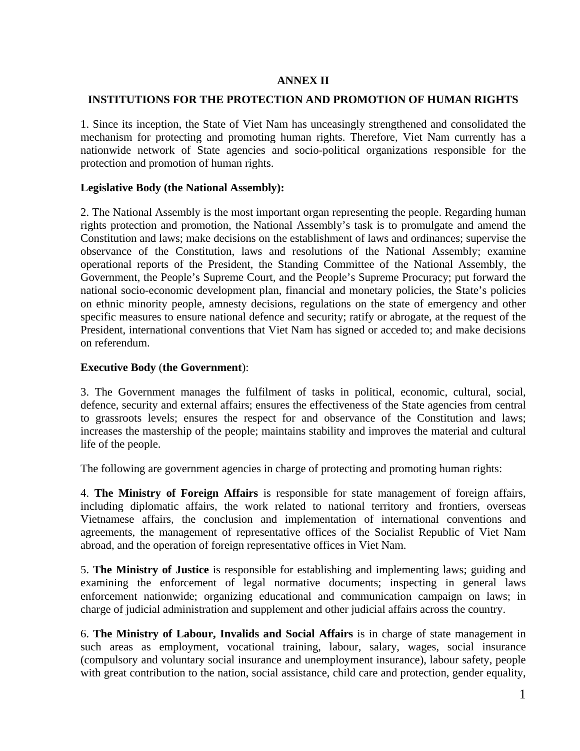# ANNEX II

## INSTITUTIONS FOR THE PROTECTION AND PROMOTION OF HUMAN RIGHTS

1. Since its inception, the State of Viet Nam has unceasingly strengthened and consolidated the mechanism for protecting and promoting human rights. Therefore, Viet Nam currently has a nationwide network of State agencies and socio-political organizations responsible for the protection and promotion of human rights.

**Legislative Body (the National Assembly):**

2. The National Assembly is the most important organ representing the people. Regarding human rights protection and promotion, the National Assembly's task is to promulgate and amend the Constitution and laws; make decisions on the establishment of laws and ordinances; supervise the observance of the Constitution, laws and resolutions of the National Assembly; examine operational reports of the President, the Standing Committee of the National Assembly, the Government, the People's Supreme Court, and the People's Supreme Procuracy; put forward the national socio-economic development plan, financial and monetary policies, the State's policies on ethnic minority people, amnesty decisions, regulations on the state of emergency and other specific measures to ensure national defence and security; ratify or abrogate, at the request of the President, international conventions that Viet Nam has signed or acceded to; and make decisions on referendum.

**Executive Body** (**the Government**):

3. The Government manages the fulfilment of tasks in political, economic, cultural, social, defence, security and external affairs; ensures the effectiveness of the State agencies from central to grassroots levels; ensures the respect for and observance of the Constitution and laws; increases the mastership of the people; maintains stability and improves the material and cultural life of the people.

The following are government agencies in charge of protecting and promoting human rights:

4. **The Ministry of Foreign Affairs** is responsible for state management of foreign affairs, including diplomatic affairs, the work related to national territory and frontiers, overseas Vietnamese affairs, the conclusion and implementation of international conventions and agreements, the management of representative offices of the Socialist Republic of Viet Nam abroad, and the operation of foreign representative offices in Viet Nam.

5. **The Ministry of Justice** is responsible for establishing and implementing laws; guiding and examining the enforcement of legal normative documents; inspecting in general laws enforcement nationwide; organizing educational and communication campaign on laws; in charge of judicial administration and supplement and other judicial affairs across the country.

6. **The Ministry of Labour, Invalids and Social Affairs** is in charge of state management in such areas as employment, vocational training, labour, salary, wages, social insurance (compulsory and voluntary social insurance and unemployment insurance), labour safety, people with great contribution to the nation, social assistance, child care and protection, gender equality,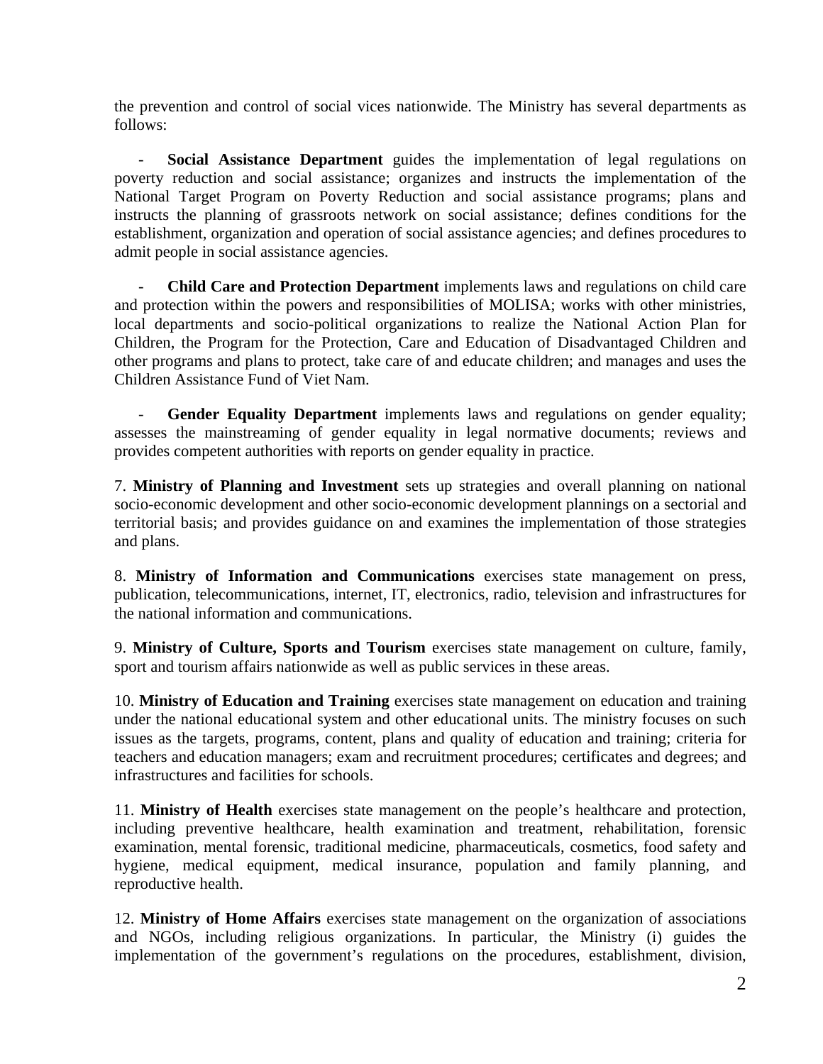the prevention and control of social vices nationwide. The Ministry has several departments as follows:

- **Social Assistance Department** guides the implementation of legal regulations on poverty reduction and social assistance; organizes and instructs the implementation of the National Target Program on Poverty Reduction and social assistance programs; plans and instructs the planning of grassroots network on social assistance; defines conditions for the establishment, organization and operation of social assistance agencies; and defines procedures to admit people in social assistance agencies.

- **Child Care and Protection Department** implements laws and regulations on child care and protection within the powers and responsibilities of MOLISA; works with other ministries, local departments and socio-political organizations to realize the National Action Plan for Children, the Program for the Protection, Care and Education of Disadvantaged Children and other programs and plans to protect, take care of and educate children; and manages and uses the Children Assistance Fund of Viet Nam.

- **Gender Equality Department** implements laws and regulations on gender equality; assesses the mainstreaming of gender equality in legal normative documents; reviews and provides competent authorities with reports on gender equality in practice.

7. **Ministry of Planning and Investment** sets up strategies and overall planning on national socio-economic development and other socio-economic development plannings on a sectorial and territorial basis; and provides guidance on and examines the implementation of those strategies and plans.

8. **Ministry of Information and Communications** exercises state management on press, publication, telecommunications, internet, IT, electronics, radio, television and infrastructures for the national information and communications.

9. **Ministry of Culture, Sports and Tourism** exercises state management on culture, family, sport and tourism affairs nationwide as well as public services in these areas.

10. **Ministry of Education and Training** exercises state management on education and training under the national educational system and other educational units. The ministry focuses on such issues as the targets, programs, content, plans and quality of education and training; criteria for teachers and education managers; exam and recruitment procedures; certificates and degrees; and infrastructures and facilities for schools.

11. **Ministry of Health** exercises state management on the people's healthcare and protection, including preventive healthcare, health examination and treatment, rehabilitation, forensic examination, mental forensic, traditional medicine, pharmaceuticals, cosmetics, food safety and hygiene, medical equipment, medical insurance, population and family planning, and reproductive health.

12. **Ministry of Home Affairs** exercises state management on the organization of associations and NGOs, including religious organizations. In particular, the Ministry (i) guides the implementation of the government's regulations on the procedures, establishment, division,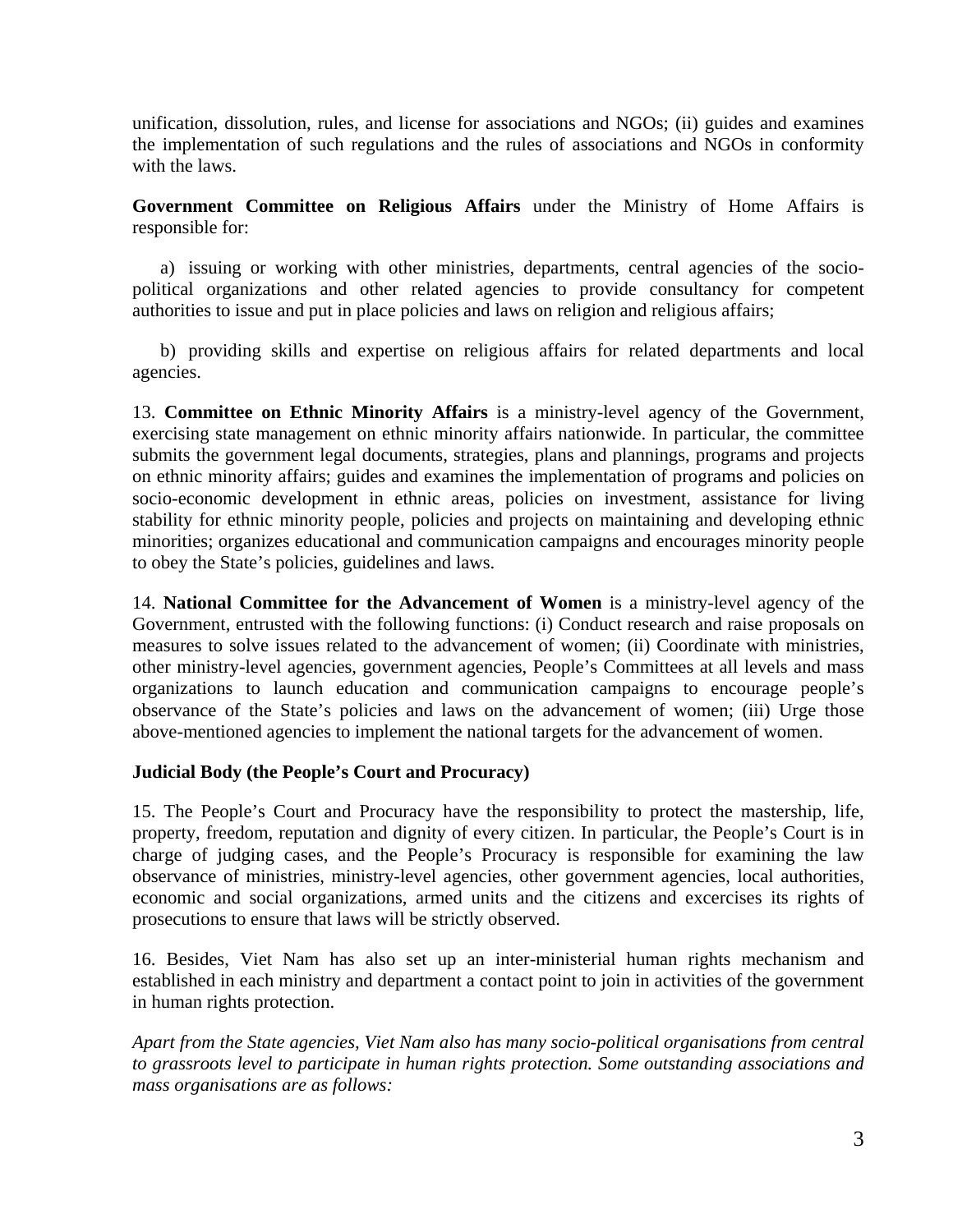unification, dissolution, rules, and license for associations and NGOs; (ii) guides and examines the implementation of such regulations and the rules of associations and NGOs in conformity with the laws.

**Government Committee on Religious Affairs** under the Ministry of Home Affairs is responsible for:

a) issuing or working with other ministries, departments, central agencies of the socio-political organizations and other related agencies to provide consultancy for competent authorities to issue and put in place policies and laws on religion and religious affairs;

b) providing skills and expertise on religious affairs for related departments and local agencies.

13. **Committee on Ethnic Minority Affairs** is a ministry-level agency of the Government, exercising state management on ethnic minority affairs nationwide. In particular, the committee submits the government legal documents, strategies, plans and plannings, programs and projects on ethnic minority affairs; guides and examines the implementation of programs and policies on socio-economic development in ethnic areas, policies on investment, assistance for living stability for ethnic minority people, policies and projects on maintaining and developing ethnic minorities; organizes educational and communication campaigns and encourages minority people to obey the State's policies, guidelines and laws.

14. **National Committee for the Advancement of Women** is a ministry-level agency of the Government, entrusted with the following functions: (i) Conduct research and raise proposals on measures to solve issues related to the advancement of women; (ii) Coordinate with ministries, other ministry-level agencies, government agencies, People's Committees at all levels and mass organizations to launch education and communication campaigns to encourage people's observance of the State's policies and laws on the advancement of women; (iii) Urge those above-mentioned agencies to implement the national targets for the advancement of women.

**Judicial Body (the People's Court and Procuracy)**

15. The People's Court and Procuracy have the responsibility to protect the mastership, life, property, freedom, reputation and dignity of every citizen. In particular, the People's Court is in charge of judging cases, and the People's Procuracy is responsible for examining the law observance of ministries, ministry-level agencies, other government agencies, local authorities, economic and social organizations, armed units and the citizens and excercises its rights of prosecutions to ensure that laws will be strictly observed.

16. Besides, Viet Nam has also set up an inter-ministerial human rights mechanism and established in each ministry and department a contact point to join in activities of the government in human rights protection.

*Apart from the State agencies, Viet Nam also has many socio-political organisations from central to grassroots level to participate in human rights protection. Some outstanding associations and mass organisations are as follows:*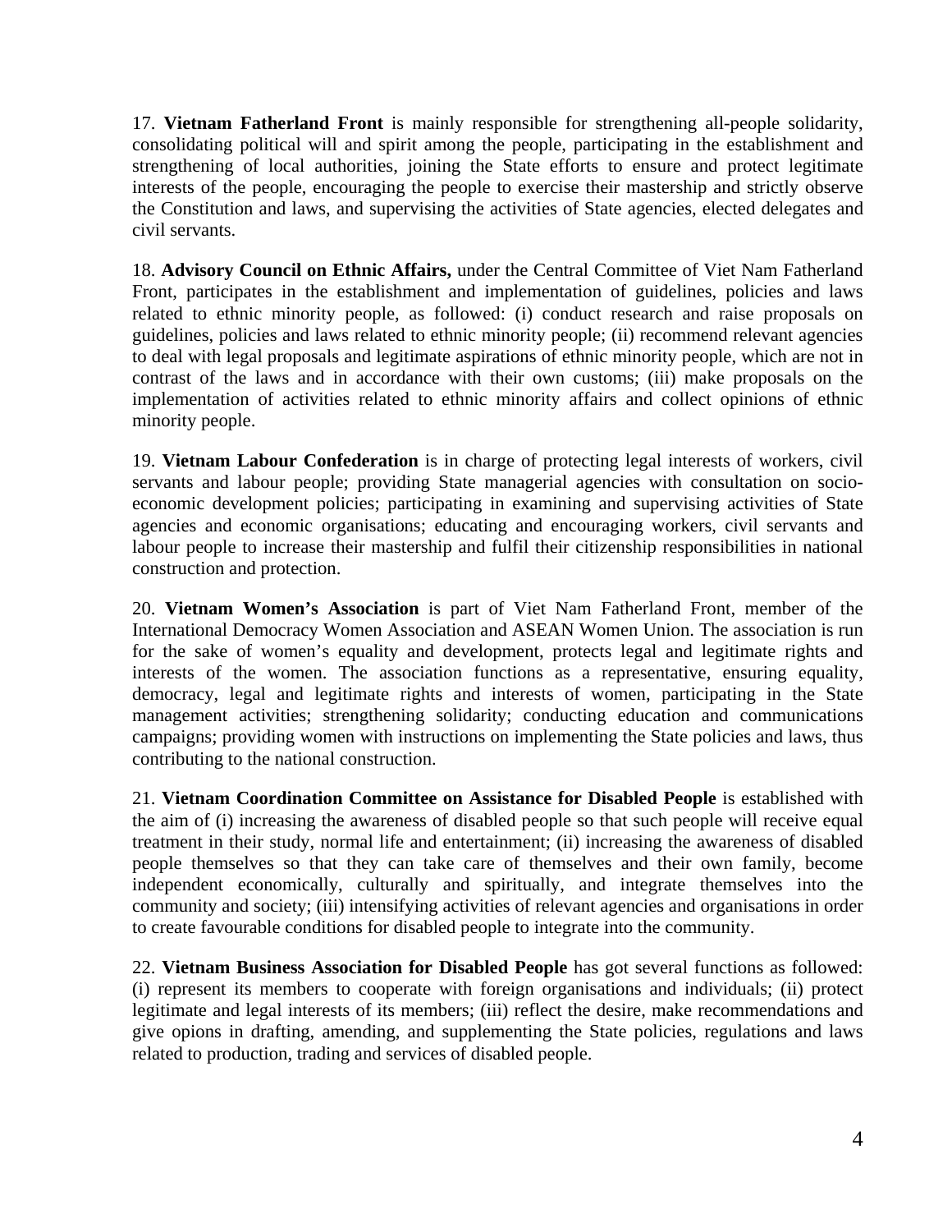17. **Vietnam Fatherland Front** is mainly responsible for strengthening all-people solidarity, consolidating political will and spirit among the people, participating in the establishment and strengthening of local authorities, joining the State efforts to ensure and protect legitimate interests of the people, encouraging the people to exercise their mastership and strictly observe the Constitution and laws, and supervising the activities of State agencies, elected delegates and civil servants.

18. **Advisory Council on Ethnic Affairs,** under the Central Committee of Viet Nam Fatherland Front, participates in the establishment and implementation of guidelines, policies and laws related to ethnic minority people, as followed: (i) conduct research and raise proposals on guidelines, policies and laws related to ethnic minority people; (ii) recommend relevant agencies to deal with legal proposals and legitimate aspirations of ethnic minority people, which are not in contrast of the laws and in accordance with their own customs; (iii) make proposals on the implementation of activities related to ethnic minority affairs and collect opinions of ethnic minority people.

19. **Vietnam Labour Confederation** is in charge of protecting legal interests of workers, civil servants and labour people; providing State managerial agencies with consultation on socio-economic development policies; participating in examining and supervising activities of State agencies and economic organisations; educating and encouraging workers, civil servants and labour people to increase their mastership and fulfil their citizenship responsibilities in national construction and protection.

20. **Vietnam Women's Association** is part of Viet Nam Fatherland Front, member of the International Democracy Women Association and ASEAN Women Union. The association is run for the sake of women's equality and development, protects legal and legitimate rights and interests of the women. The association functions as a representative, ensuring equality, democracy, legal and legitimate rights and interests of women, participating in the State management activities; strengthening solidarity; conducting education and communications campaigns; providing women with instructions on implementing the State policies and laws, thus contributing to the national construction.

21. **Vietnam Coordination Committee on Assistance for Disabled People** is established with the aim of (i) increasing the awareness of disabled people so that such people will receive equal treatment in their study, normal life and entertainment; (ii) increasing the awareness of disabled people themselves so that they can take care of themselves and their own family, become independent economically, culturally and spiritually, and integrate themselves into the community and society; (iii) intensifying activities of relevant agencies and organisations in order to create favourable conditions for disabled people to integrate into the community.

22. **Vietnam Business Association for Disabled People** has got several functions as followed: (i) represent its members to cooperate with foreign organisations and individuals; (ii) protect legitimate and legal interests of its members; (iii) reflect the desire, make recommendations and give opions in drafting, amending, and supplementing the State policies, regulations and laws related to production, trading and services of disabled people.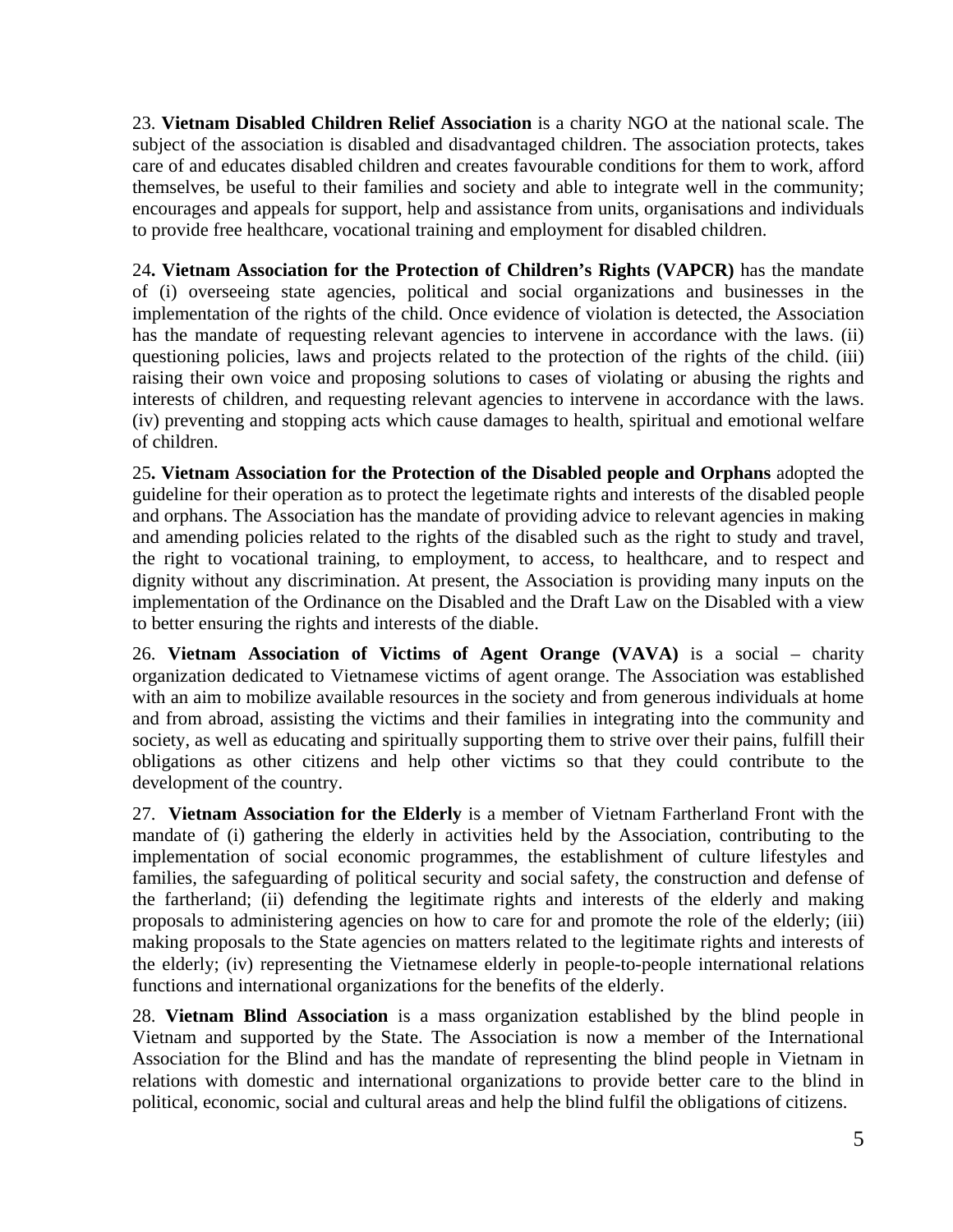23. **Vietnam Disabled Children Relief Association** is a charity NGO at the national scale. The subject of the association is disabled and disadvantaged children. The association protects, takes care of and educates disabled children and creates favourable conditions for them to work, afford themselves, be useful to their families and society and able to integrate well in the community; encourages and appeals for support, help and assistance from units, organisations and individuals to provide free healthcare, vocational training and employment for disabled children.

24**. Vietnam Association for the Protection of Children's Rights (VAPCR)** has the mandate of (i) overseeing state agencies, political and social organizations and businesses in the implementation of the rights of the child. Once evidence of violation is detected, the Association has the mandate of requesting relevant agencies to intervene in accordance with the laws. (ii) questioning policies, laws and projects related to the protection of the rights of the child. (iii) raising their own voice and proposing solutions to cases of violating or abusing the rights and interests of children, and requesting relevant agencies to intervene in accordance with the laws. (iv) preventing and stopping acts which cause damages to health, spiritual and emotional welfare of children.

25**. Vietnam Association for the Protection of the Disabled people and Orphans** adopted the guideline for their operation as to protect the legetimate rights and interests of the disabled people and orphans. The Association has the mandate of providing advice to relevant agencies in making and amending policies related to the rights of the disabled such as the right to study and travel, the right to vocational training, to employment, to access, to healthcare, and to respect and dignity without any discrimination. At present, the Association is providing many inputs on the implementation of the Ordinance on the Disabled and the Draft Law on the Disabled with a view to better ensuring the rights and interests of the diable.

26. **Vietnam Association of Victims of Agent Orange (VAVA)** is a social – charity organization dedicated to Vietnamese victims of agent orange. The Association was established with an aim to mobilize available resources in the society and from generous individuals at home and from abroad, assisting the victims and their families in integrating into the community and society, as well as educating and spiritually supporting them to strive over their pains, fulfill their obligations as other citizens and help other victims so that they could contribute to the development of the country.

27. **Vietnam Association for the Elderly** is a member of Vietnam Fartherland Front with the mandate of (i) gathering the elderly in activities held by the Association, contributing to the implementation of social economic programmes, the establishment of culture lifestyles and families, the safeguarding of political security and social safety, the construction and defense of the fartherland; (ii) defending the legitimate rights and interests of the elderly and making proposals to administering agencies on how to care for and promote the role of the elderly; (iii) making proposals to the State agencies on matters related to the legitimate rights and interests of the elderly; (iv) representing the Vietnamese elderly in people-to-people international relations functions and international organizations for the benefits of the elderly.

28. **Vietnam Blind Association** is a mass organization established by the blind people in Vietnam and supported by the State. The Association is now a member of the International Association for the Blind and has the mandate of representing the blind people in Vietnam in relations with domestic and international organizations to provide better care to the blind in political, economic, social and cultural areas and help the blind fulfil the obligations of citizens.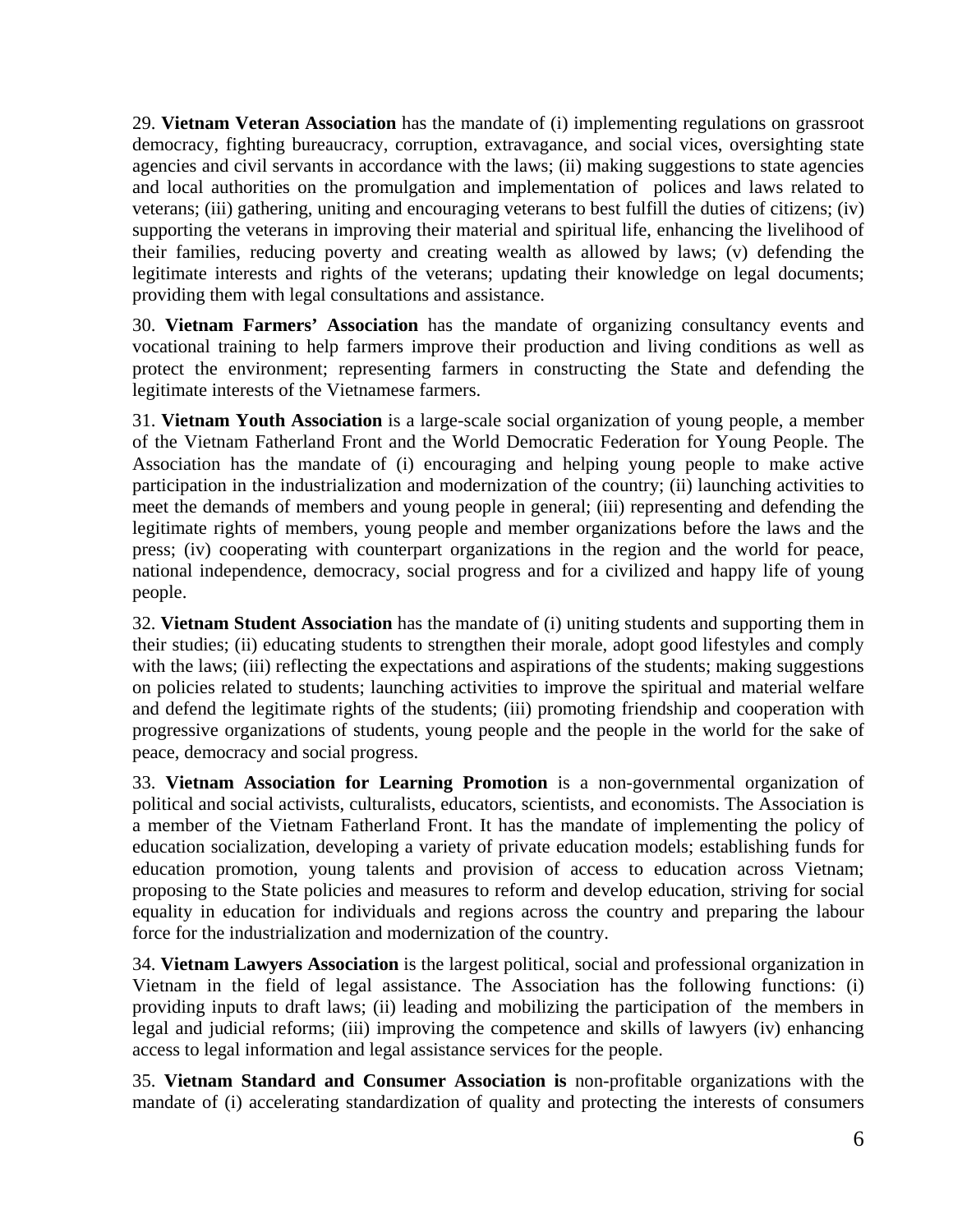29. **Vietnam Veteran Association** has the mandate of (i) implementing regulations on grassroot democracy, fighting bureaucracy, corruption, extravagance, and social vices, oversighting state agencies and civil servants in accordance with the laws; (ii) making suggestions to state agencies and local authorities on the promulgation and implementation of polices and laws related to veterans; (iii) gathering, uniting and encouraging veterans to best fulfill the duties of citizens; (iv) supporting the veterans in improving their material and spiritual life, enhancing the livelihood of their families, reducing poverty and creating wealth as allowed by laws; (v) defending the legitimate interests and rights of the veterans; updating their knowledge on legal documents; providing them with legal consultations and assistance.

30. **Vietnam Farmers' Association** has the mandate of organizing consultancy events and vocational training to help farmers improve their production and living conditions as well as protect the environment; representing farmers in constructing the State and defending the legitimate interests of the Vietnamese farmers.

31. **Vietnam Youth Association** is a large-scale social organization of young people, a member of the Vietnam Fatherland Front and the World Democratic Federation for Young People. The Association has the mandate of (i) encouraging and helping young people to make active participation in the industrialization and modernization of the country; (ii) launching activities to meet the demands of members and young people in general; (iii) representing and defending the legitimate rights of members, young people and member organizations before the laws and the press; (iv) cooperating with counterpart organizations in the region and the world for peace, national independence, democracy, social progress and for a civilized and happy life of young people.

32. **Vietnam Student Association** has the mandate of (i) uniting students and supporting them in their studies; (ii) educating students to strengthen their morale, adopt good lifestyles and comply with the laws; (iii) reflecting the expectations and aspirations of the students; making suggestions on policies related to students; launching activities to improve the spiritual and material welfare and defend the legitimate rights of the students; (iii) promoting friendship and cooperation with progressive organizations of students, young people and the people in the world for the sake of peace, democracy and social progress.

33. **Vietnam Association for Learning Promotion** is a non-governmental organization of political and social activists, culturalists, educators, scientists, and economists. The Association is a member of the Vietnam Fatherland Front. It has the mandate of implementing the policy of education socialization, developing a variety of private education models; establishing funds for education promotion, young talents and provision of access to education across Vietnam; proposing to the State policies and measures to reform and develop education, striving for social equality in education for individuals and regions across the country and preparing the labour force for the industrialization and modernization of the country.

34. **Vietnam Lawyers Association** is the largest political, social and professional organization in Vietnam in the field of legal assistance. The Association has the following functions: (i) providing inputs to draft laws; (ii) leading and mobilizing the participation of the members in legal and judicial reforms; (iii) improving the competence and skills of lawyers (iv) enhancing access to legal information and legal assistance services for the people.

35. **Vietnam Standard and Consumer Association is** non-profitable organizations with the mandate of (i) accelerating standardization of quality and protecting the interests of consumers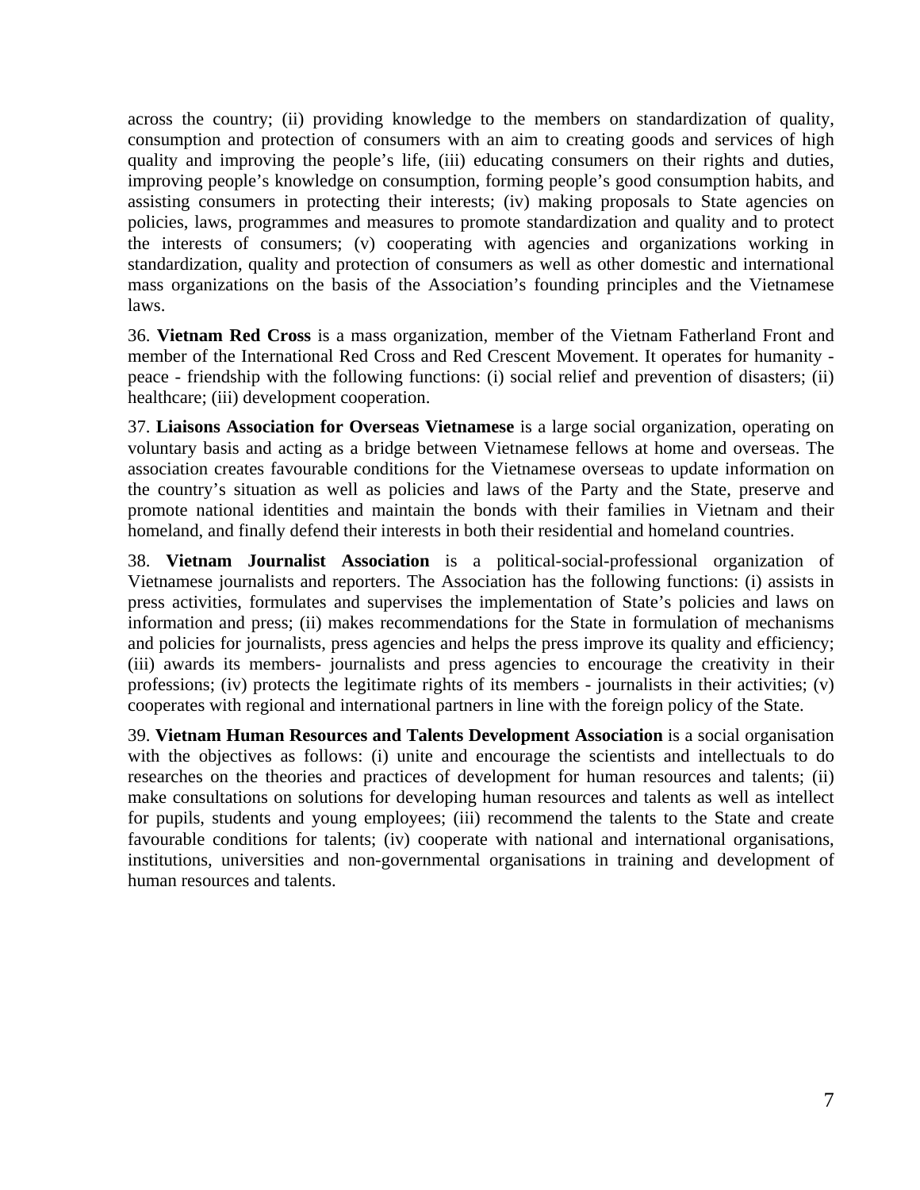across the country; (ii) providing knowledge to the members on standardization of quality, consumption and protection of consumers with an aim to creating goods and services of high quality and improving the people's life, (iii) educating consumers on their rights and duties, improving people's knowledge on consumption, forming people's good consumption habits, and assisting consumers in protecting their interests; (iv) making proposals to State agencies on policies, laws, programmes and measures to promote standardization and quality and to protect the interests of consumers; (v) cooperating with agencies and organizations working in standardization, quality and protection of consumers as well as other domestic and international mass organizations on the basis of the Association's founding principles and the Vietnamese laws.

36. **Vietnam Red Cross** is a mass organization, member of the Vietnam Fatherland Front and member of the International Red Cross and Red Crescent Movement. It operates for humanity - peace - friendship with the following functions: (i) social relief and prevention of disasters; (ii) healthcare; (iii) development cooperation.

37. **Liaisons Association for Overseas Vietnamese** is a large social organization, operating on voluntary basis and acting as a bridge between Vietnamese fellows at home and overseas. The association creates favourable conditions for the Vietnamese overseas to update information on the country's situation as well as policies and laws of the Party and the State, preserve and promote national identities and maintain the bonds with their families in Vietnam and their homeland, and finally defend their interests in both their residential and homeland countries.

38. **Vietnam Journalist Association** is a political-social-professional organization of Vietnamese journalists and reporters. The Association has the following functions: (i) assists in press activities, formulates and supervises the implementation of State's policies and laws on information and press; (ii) makes recommendations for the State in formulation of mechanisms and policies for journalists, press agencies and helps the press improve its quality and efficiency; (iii) awards its members- journalists and press agencies to encourage the creativity in their professions; (iv) protects the legitimate rights of its members - journalists in their activities; (v) cooperates with regional and international partners in line with the foreign policy of the State.

39. **Vietnam Human Resources and Talents Development Association** is a social organisation with the objectives as follows: (i) unite and encourage the scientists and intellectuals to do researches on the theories and practices of development for human resources and talents; (ii) make consultations on solutions for developing human resources and talents as well as intellect for pupils, students and young employees; (iii) recommend the talents to the State and create favourable conditions for talents; (iv) cooperate with national and international organisations, institutions, universities and non-governmental organisations in training and development of human resources and talents.